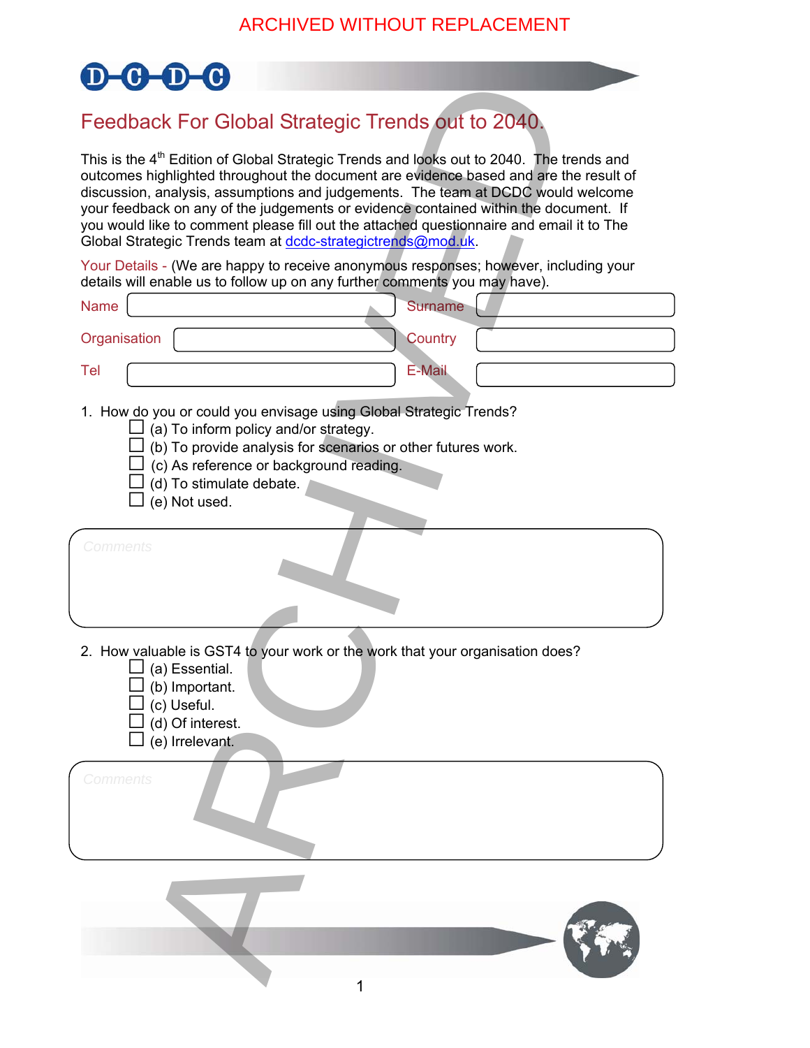ARCHIVED WITHOUT REPLACEMENT

# Feedback For Global Strategic Trends out to 2040.

This is the 4th Edition of Global Strategic Trends and looks out to 2040. The trends and outcomes highlighted throughout the document are evidence based and are the result of discussion, analysis, assumptions and judgements. The team at DCDC would welcome your feedback on any of the judgements or evidence contained within the document. If you would like to comment please fill out the attached questionnaire and email it to The Global Strategic Trends team at dcdc-strategictrends@mod.uk.

Your Details - (We are happy to receive anonymous responses; however, including your details will enable us to follow up on any further comments you may have).

| Name | | Surname | |
|---|---|---|---|
| Organisation | | Country | |
| Tel | | E-Mail | |

1. How do you or could you envisage using Global Strategic Trends?
   - ☐ (a) To inform policy and/or strategy.
   - ☐ (b) To provide analysis for scenarios or other futures work.
   - ☐ (c) As reference or background reading.
   - ☐ (d) To stimulate debate.
   - ☐ (e) Not used.

Comments

2. How valuable is GST4 to your work or the work that your organisation does?
   - ☐ (a) Essential.
   - ☐ (b) Important.
   - ☐ (c) Useful.
   - ☐ (d) Of interest.
   - ☐ (e) Irrelevant.

Comments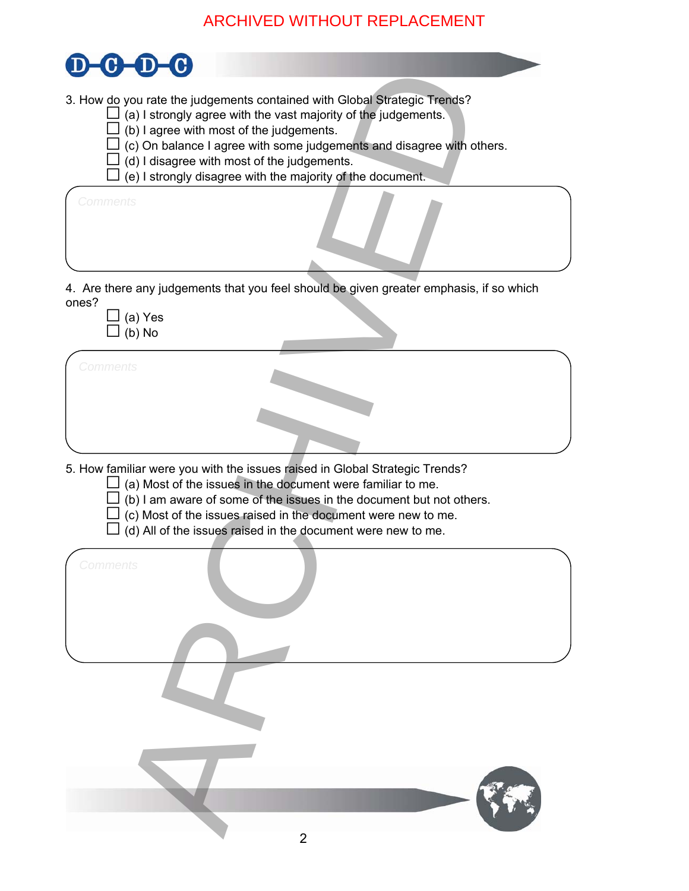ARCHIVED WITHOUT REPLACEMENT

3. How do you rate the judgements contained with Global Strategic Trends?

- ☐ (a) I strongly agree with the vast majority of the judgements.
- ☐ (b) I agree with most of the judgements.
- ☐ (c) On balance I agree with some judgements and disagree with others.
- ☐ (d) I disagree with most of the judgements.
- ☐ (e) I strongly disagree with the majority of the document.

Comments

4. Are there any judgements that you feel should be given greater emphasis, if so which ones?

- ☐ (a) Yes
- ☐ (b) No

Comments

5. How familiar were you with the issues raised in Global Strategic Trends?

- ☐ (a) Most of the issues in the document were familiar to me.
- ☐ (b) I am aware of some of the issues in the document but not others.
- ☐ (c) Most of the issues raised in the document were new to me.
- ☐ (d) All of the issues raised in the document were new to me.

Comments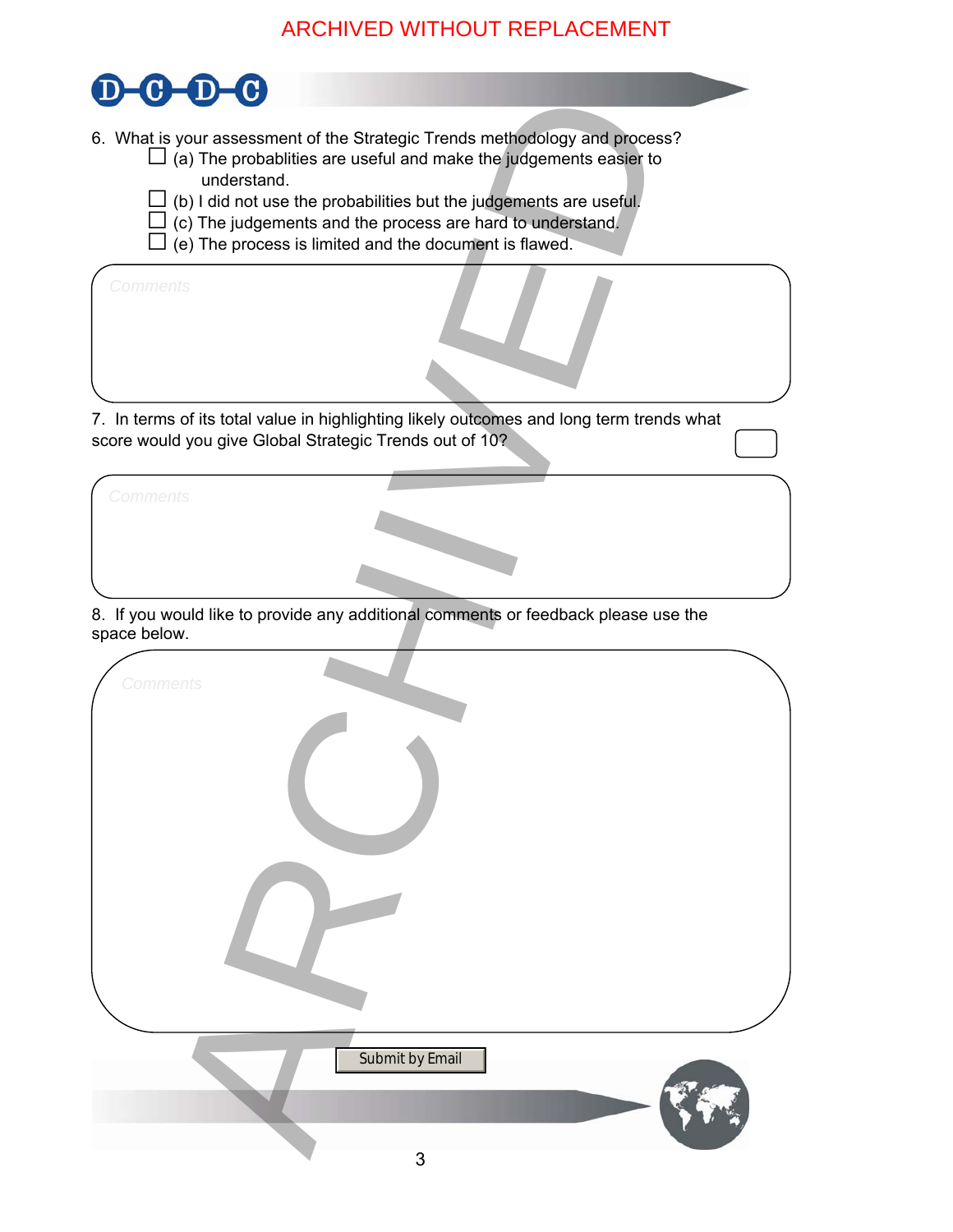ARCHIVED WITHOUT REPLACEMENT

6. What is your assessment of the Strategic Trends methodology and process?

- ☐ (a) The probablities are useful and make the judgements easier to understand.
- ☐ (b) I did not use the probabilities but the judgements are useful.
- ☐ (c) The judgements and the process are hard to understand.
- ☐ (e) The process is limited and the document is flawed.

Comments

7. In terms of its total value in highlighting likely outcomes and long term trends what score would you give Global Strategic Trends out of 10?

Comments

8. If you would like to provide any additional comments or feedback please use the space below.

Comments

Submit by Email